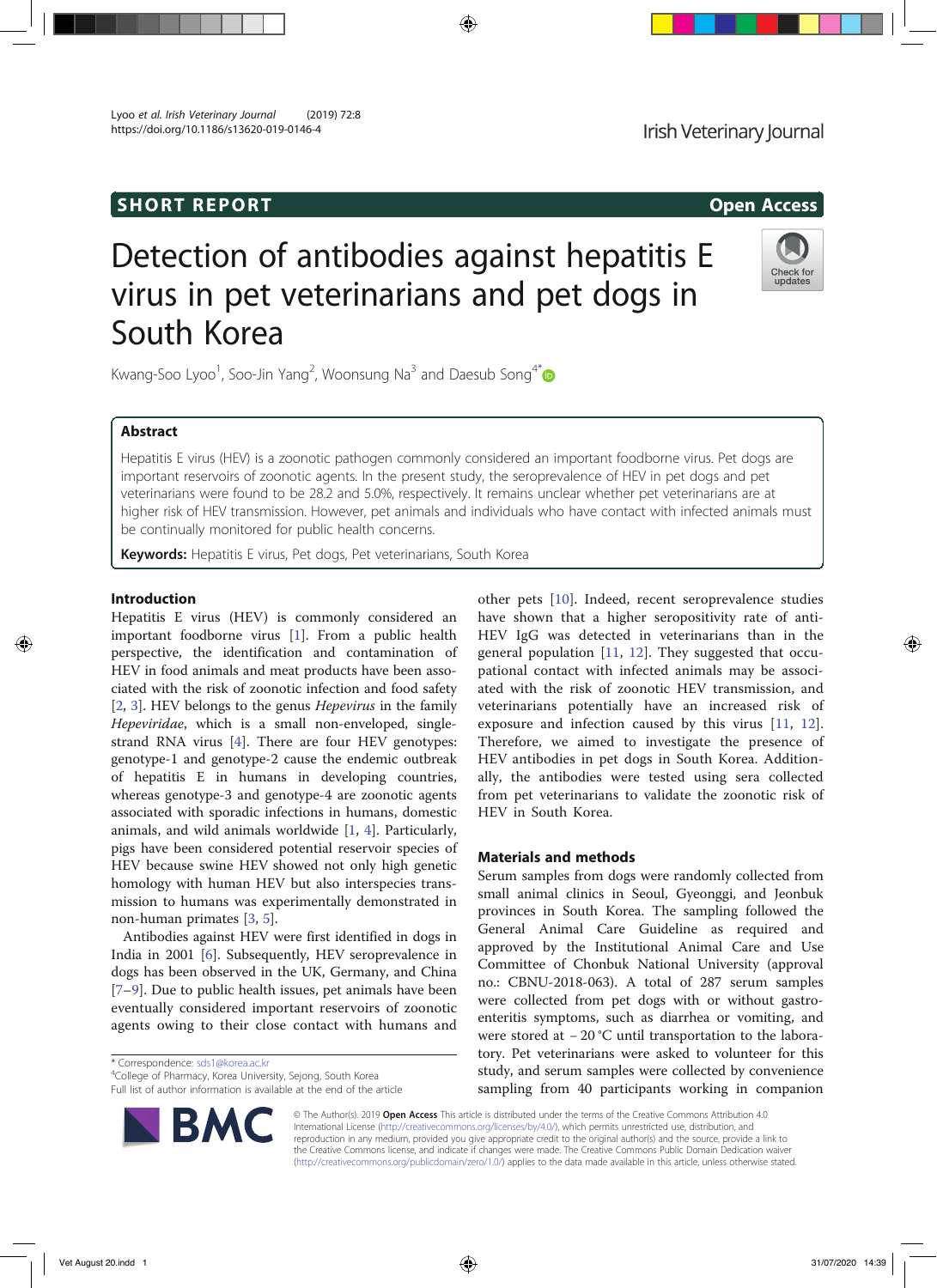SHORT REPORT

Open Access

# Detection of antibodies against hepatitis E virus in pet veterinarians and pet dogs in South Korea

Kwang-Soo Lyoo[1], Soo-Jin Yang[2], Woonsung Na[3] and Daesub Song[4*]

## Abstract

Hepatitis E virus (HEV) is a zoonotic pathogen commonly considered an important foodborne virus. Pet dogs are important reservoirs of zoonotic agents. In the present study, the seroprevalence of HEV in pet dogs and pet veterinarians were found to be 28.2 and 5.0%, respectively. It remains unclear whether pet veterinarians are at higher risk of HEV transmission. However, pet animals and individuals who have contact with infected animals must be continually monitored for public health concerns.

**Keywords:** Hepatitis E virus, Pet dogs, Pet veterinarians, South Korea

## Introduction

Hepatitis E virus (HEV) is commonly considered an important foodborne virus [1]. From a public health perspective, the identification and contamination of HEV in food animals and meat products have been associated with the risk of zoonotic infection and food safety [2, 3]. HEV belongs to the genus *Hepevirus* in the family *Hepeviridae*, which is a small non-enveloped, single-strand RNA virus [4]. There are four HEV genotypes: genotype-1 and genotype-2 cause the endemic outbreak of hepatitis E in humans in developing countries, whereas genotype-3 and genotype-4 are zoonotic agents associated with sporadic infections in humans, domestic animals, and wild animals worldwide [1, 4]. Particularly, pigs have been considered potential reservoir species of HEV because swine HEV showed not only high genetic homology with human HEV but also interspecies transmission to humans was experimentally demonstrated in non-human primates [3, 5].

Antibodies against HEV were first identified in dogs in India in 2001 [6]. Subsequently, HEV seroprevalence in dogs has been observed in the UK, Germany, and China [7–9]. Due to public health issues, pet animals have been eventually considered important reservoirs of zoonotic agents owing to their close contact with humans and other pets [10]. Indeed, recent seroprevalence studies have shown that a higher seropositivity rate of anti-HEV IgG was detected in veterinarians than in the general population [11, 12]. They suggested that occupational contact with infected animals may be associated with the risk of zoonotic HEV transmission, and veterinarians potentially have an increased risk of exposure and infection caused by this virus [11, 12]. Therefore, we aimed to investigate the presence of HEV antibodies in pet dogs in South Korea. Additionally, the antibodies were tested using sera collected from pet veterinarians to validate the zoonotic risk of HEV in South Korea.

## Materials and methods

Serum samples from dogs were randomly collected from small animal clinics in Seoul, Gyeonggi, and Jeonbuk provinces in South Korea. The sampling followed the General Animal Care Guideline as required and approved by the Institutional Animal Care and Use Committee of Chonbuk National University (approval no.: CBNU-2018-063). A total of 287 serum samples were collected from pet dogs with or without gastroenteritis symptoms, such as diarrhea or vomiting, and were stored at − 20 °C until transportation to the laboratory. Pet veterinarians were asked to volunteer for this study, and serum samples were collected by convenience sampling from 40 participants working in companion

\* Correspondence: sds1@korea.ac.kr
[4]College of Pharmacy, Korea University, Sejong, South Korea
Full list of author information is available at the end of the article

© The Author(s). 2019 **Open Access** This article is distributed under the terms of the Creative Commons Attribution 4.0 International License (http://creativecommons.org/licenses/by/4.0/), which permits unrestricted use, distribution, and reproduction in any medium, provided you give appropriate credit to the original author(s) and the source, provide a link to the Creative Commons license, and indicate if changes were made. The Creative Commons Public Domain Dedication waiver (http://creativecommons.org/publicdomain/zero/1.0/) applies to the data made available in this article, unless otherwise stated.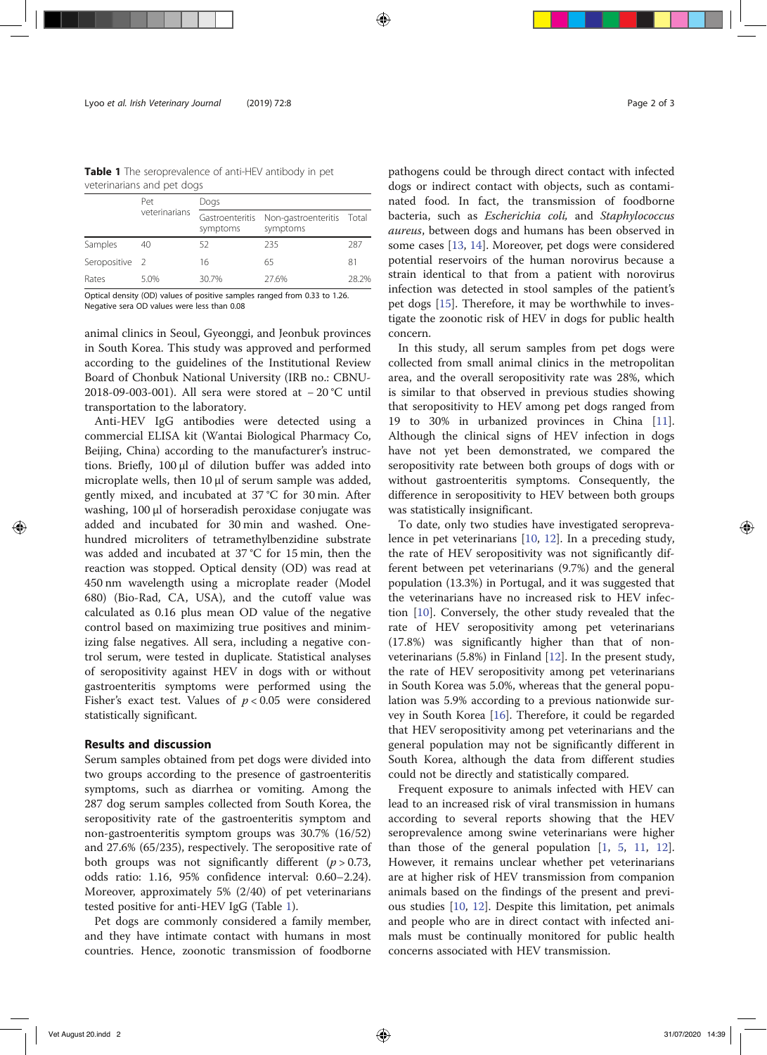**Table 1** The seroprevalence of anti-HEV antibody in pet veterinarians and pet dogs

| | Pet veterinarians | Dogs | | |
|---|---|---|---|---|
| | | Gastroenteritis symptoms | Non-gastroenteritis symptoms | Total |
| Samples | 40 | 52 | 235 | 287 |
| Seropositive | 2 | 16 | 65 | 81 |
| Rates | 5.0% | 30.7% | 27.6% | 28.2% |

Optical density (OD) values of positive samples ranged from 0.33 to 1.26. Negative sera OD values were less than 0.08

animal clinics in Seoul, Gyeonggi, and Jeonbuk provinces in South Korea. This study was approved and performed according to the guidelines of the Institutional Review Board of Chonbuk National University (IRB no.: CBNU-2018-09-003-001). All sera were stored at − 20 °C until transportation to the laboratory.

Anti-HEV IgG antibodies were detected using a commercial ELISA kit (Wantai Biological Pharmacy Co, Beijing, China) according to the manufacturer's instructions. Briefly, 100 μl of dilution buffer was added into microplate wells, then 10 μl of serum sample was added, gently mixed, and incubated at 37 °C for 30 min. After washing, 100 μl of horseradish peroxidase conjugate was added and incubated for 30 min and washed. One-hundred microliters of tetramethylbenzidine substrate was added and incubated at 37 °C for 15 min, then the reaction was stopped. Optical density (OD) was read at 450 nm wavelength using a microplate reader (Model 680) (Bio-Rad, CA, USA), and the cutoff value was calculated as 0.16 plus mean OD value of the negative control based on maximizing true positives and minimizing false negatives. All sera, including a negative control serum, were tested in duplicate. Statistical analyses of seropositivity against HEV in dogs with or without gastroenteritis symptoms were performed using the Fisher's exact test. Values of $p < 0.05$ were considered statistically significant.

## Results and discussion

Serum samples obtained from pet dogs were divided into two groups according to the presence of gastroenteritis symptoms, such as diarrhea or vomiting. Among the 287 dog serum samples collected from South Korea, the seropositivity rate of the gastroenteritis symptom and non-gastroenteritis symptom groups was 30.7% (16/52) and 27.6% (65/235), respectively. The seropositive rate of both groups was not significantly different ($p > 0.73$, odds ratio: 1.16, 95% confidence interval: 0.60–2.24). Moreover, approximately 5% (2/40) of pet veterinarians tested positive for anti-HEV IgG (Table 1).

Pet dogs are commonly considered a family member, and they have intimate contact with humans in most countries. Hence, zoonotic transmission of foodborne pathogens could be through direct contact with infected dogs or indirect contact with objects, such as contaminated food. In fact, the transmission of foodborne bacteria, such as *Escherichia coli*, and *Staphylococcus aureus*, between dogs and humans has been observed in some cases [13, 14]. Moreover, pet dogs were considered potential reservoirs of the human norovirus because a strain identical to that from a patient with norovirus infection was detected in stool samples of the patient's pet dogs [15]. Therefore, it may be worthwhile to investigate the zoonotic risk of HEV in dogs for public health concern.

In this study, all serum samples from pet dogs were collected from small animal clinics in the metropolitan area, and the overall seropositivity rate was 28%, which is similar to that observed in previous studies showing that seropositivity to HEV among pet dogs ranged from 19 to 30% in urbanized provinces in China [11]. Although the clinical signs of HEV infection in dogs have not yet been demonstrated, we compared the seropositivity rate between both groups of dogs with or without gastroenteritis symptoms. Consequently, the difference in seropositivity to HEV between both groups was statistically insignificant.

To date, only two studies have investigated seroprevalence in pet veterinarians [10, 12]. In a preceding study, the rate of HEV seropositivity was not significantly different between pet veterinarians (9.7%) and the general population (13.3%) in Portugal, and it was suggested that the veterinarians have no increased risk to HEV infection [10]. Conversely, the other study revealed that the rate of HEV seropositivity among pet veterinarians (17.8%) was significantly higher than that of non-veterinarians (5.8%) in Finland [12]. In the present study, the rate of HEV seropositivity among pet veterinarians in South Korea was 5.0%, whereas that the general population was 5.9% according to a previous nationwide survey in South Korea [16]. Therefore, it could be regarded that HEV seropositivity among pet veterinarians and the general population may not be significantly different in South Korea, although the data from different studies could not be directly and statistically compared.

Frequent exposure to animals infected with HEV can lead to an increased risk of viral transmission in humans according to several reports showing that the HEV seroprevalence among swine veterinarians were higher than those of the general population [1, 5, 11, 12]. However, it remains unclear whether pet veterinarians are at higher risk of HEV transmission from companion animals based on the findings of the present and previous studies [10, 12]. Despite this limitation, pet animals and people who are in direct contact with infected animals must be continually monitored for public health concerns associated with HEV transmission.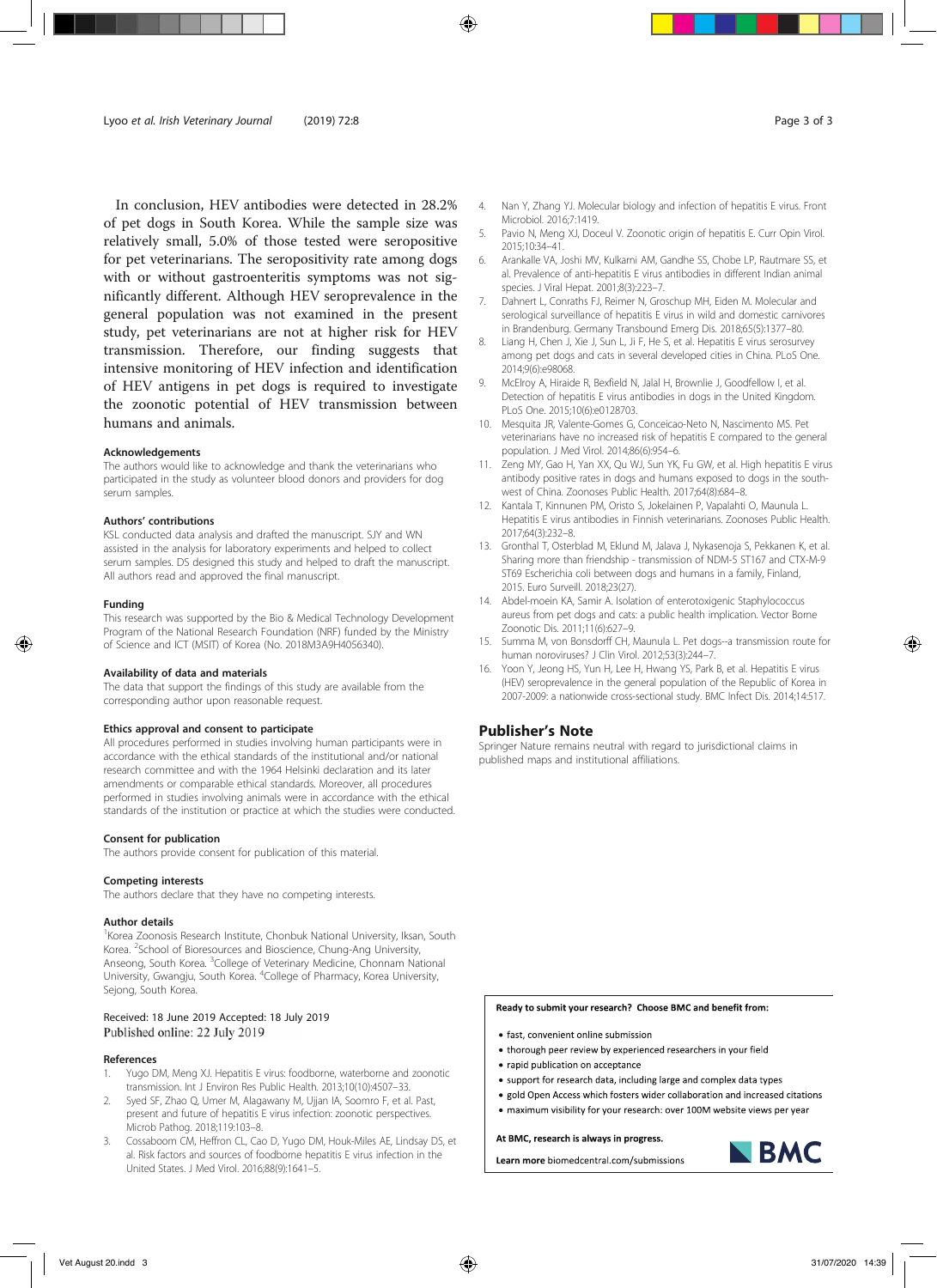In conclusion, HEV antibodies were detected in 28.2% of pet dogs in South Korea. While the sample size was relatively small, 5.0% of those tested were seropositive for pet veterinarians. The seropositivity rate among dogs with or without gastroenteritis symptoms was not significantly different. Although HEV seroprevalence in the general population was not examined in the present study, pet veterinarians are not at higher risk for HEV transmission. Therefore, our finding suggests that intensive monitoring of HEV infection and identification of HEV antigens in pet dogs is required to investigate the zoonotic potential of HEV transmission between humans and animals.

#### Acknowledgements

The authors would like to acknowledge and thank the veterinarians who participated in the study as volunteer blood donors and providers for dog serum samples.

#### Authors' contributions

KSL conducted data analysis and drafted the manuscript. SJY and WN assisted in the analysis for laboratory experiments and helped to collect serum samples. DS designed this study and helped to draft the manuscript. All authors read and approved the final manuscript.

#### Funding

This research was supported by the Bio & Medical Technology Development Program of the National Research Foundation (NRF) funded by the Ministry of Science and ICT (MSIT) of Korea (No. 2018M3A9H4056340).

#### Availability of data and materials

The data that support the findings of this study are available from the corresponding author upon reasonable request.

#### Ethics approval and consent to participate

All procedures performed in studies involving human participants were in accordance with the ethical standards of the institutional and/or national research committee and with the 1964 Helsinki declaration and its later amendments or comparable ethical standards. Moreover, all procedures performed in studies involving animals were in accordance with the ethical standards of the institution or practice at which the studies were conducted.

#### Consent for publication

The authors provide consent for publication of this material.

#### Competing interests

The authors declare that they have no competing interests.

#### Author details

[1]Korea Zoonosis Research Institute, Chonbuk National University, Iksan, South Korea. [2]School of Bioresources and Bioscience, Chung-Ang University, Anseong, South Korea. [3]College of Veterinary Medicine, Chonnam National University, Gwangju, South Korea. [4]College of Pharmacy, Korea University, Sejong, South Korea.

Received: 18 June 2019 Accepted: 18 July 2019
Published online: 22 July 2019

#### References

1. Yugo DM, Meng XJ. Hepatitis E virus: foodborne, waterborne and zoonotic transmission. Int J Environ Res Public Health. 2013;10(10):4507–33.
2. Syed SF, Zhao Q, Umer M, Alagawany M, Ujjan IA, Soomro F, et al. Past, present and future of hepatitis E virus infection: zoonotic perspectives. Microb Pathog. 2018;119:103–8.
3. Cossaboom CM, Heffron CL, Cao D, Yugo DM, Houk-Miles AE, Lindsay DS, et al. Risk factors and sources of foodborne hepatitis E virus infection in the United States. J Med Virol. 2016;88(9):1641–5.
4. Nan Y, Zhang YJ. Molecular biology and infection of hepatitis E virus. Front Microbiol. 2016;7:1419.
5. Pavio N, Meng XJ, Doceul V. Zoonotic origin of hepatitis E. Curr Opin Virol. 2015;10:34–41.
6. Arankalle VA, Joshi MV, Kulkarni AM, Gandhe SS, Chobe LP, Rautmare SS, et al. Prevalence of anti-hepatitis E virus antibodies in different Indian animal species. J Viral Hepat. 2001;8(3):223–7.
7. Dahnert L, Conraths FJ, Reimer N, Groschup MH, Eiden M. Molecular and serological surveillance of hepatitis E virus in wild and domestic carnivores in Brandenburg. Germany Transbound Emerg Dis. 2018;65(5):1377–80.
8. Liang H, Chen J, Xie J, Sun L, Ji F, He S, et al. Hepatitis E virus serosurvey among pet dogs and cats in several developed cities in China. PLoS One. 2014;9(6):e98068.
9. McElroy A, Hiraide R, Bexfield N, Jalal H, Brownlie J, Goodfellow I, et al. Detection of hepatitis E virus antibodies in dogs in the United Kingdom. PLoS One. 2015;10(6):e0128703.
10. Mesquita JR, Valente-Gomes G, Conceicao-Neto N, Nascimento MS. Pet veterinarians have no increased risk of hepatitis E compared to the general population. J Med Virol. 2014;86(6):954–6.
11. Zeng MY, Gao H, Yan XX, Qu WJ, Sun YK, Fu GW, et al. High hepatitis E virus antibody positive rates in dogs and humans exposed to dogs in the south-west of China. Zoonoses Public Health. 2017;64(8):684–8.
12. Kantala T, Kinnunen PM, Oristo S, Jokelainen P, Vapalahti O, Maunula L. Hepatitis E virus antibodies in Finnish veterinarians. Zoonoses Public Health. 2017;64(3):232–8.
13. Gronthal T, Osterblad M, Eklund M, Jalava J, Nykasenoja S, Pekkanen K, et al. Sharing more than friendship - transmission of NDM-5 ST167 and CTX-M-9 ST69 Escherichia coli between dogs and humans in a family, Finland, 2015. Euro Surveill. 2018;23(27).
14. Abdel-moein KA, Samir A. Isolation of enterotoxigenic Staphylococcus aureus from pet dogs and cats: a public health implication. Vector Borne Zoonotic Dis. 2011;11(6):627–9.
15. Summa M, von Bonsdorff CH, Maunula L. Pet dogs--a transmission route for human noroviruses? J Clin Virol. 2012;53(3):244–7.
16. Yoon Y, Jeong HS, Yun H, Lee H, Hwang YS, Park B, et al. Hepatitis E virus (HEV) seroprevalence in the general population of the Republic of Korea in 2007-2009: a nationwide cross-sectional study. BMC Infect Dis. 2014;14:517.

## Publisher's Note

Springer Nature remains neutral with regard to jurisdictional claims in published maps and institutional affiliations.